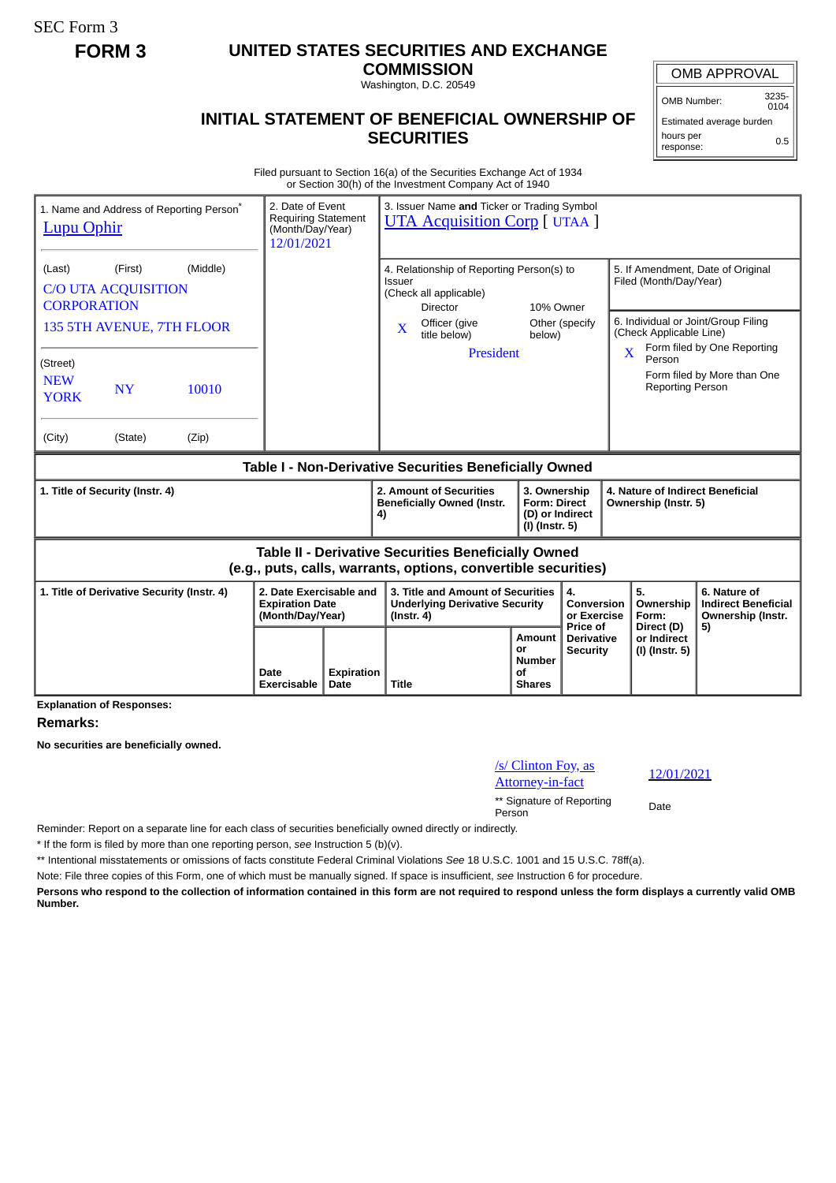SEC Form 3

**FORM 3**

# UNITED STATES SECURITIES AND EXCHANGE COMMISSION

Washington, D.C. 20549

## INITIAL STATEMENT OF BENEFICIAL OWNERSHIP OF SECURITIES

| OMB APPROVAL | |
|---|---|
| OMB Number: | 3235-0104 |
| Estimated average burden | |
| hours per response: | 0.5 |

Filed pursuant to Section 16(a) of the Securities Exchange Act of 1934
or Section 30(h) of the Investment Company Act of 1940

1. Name and Address of Reporting Person*
Lupu Ophir

(Last) (First) (Middle)
C/O UTA ACQUISITION CORPORATION
135 5TH AVENUE, 7TH FLOOR

(Street)
NEW YORK NY 10010

(City) (State) (Zip)

2. Date of Event Requiring Statement (Month/Day/Year)
12/01/2021

3. Issuer Name **and** Ticker or Trading Symbol
UTA Acquisition Corp [ UTAA ]

4. Relationship of Reporting Person(s) to Issuer
(Check all applicable)
Director
10% Owner
X Officer (give title below)
Other (specify below)
President

5. If Amendment, Date of Original Filed (Month/Day/Year)

6. Individual or Joint/Group Filing (Check Applicable Line)
X Form filed by One Reporting Person
Form filed by More than One Reporting Person

**Table I - Non-Derivative Securities Beneficially Owned**

| 1. Title of Security (Instr. 4) | 2. Amount of Securities Beneficially Owned (Instr. 4) | 3. Ownership Form: Direct (D) or Indirect (I) (Instr. 5) | 4. Nature of Indirect Beneficial Ownership (Instr. 5) |
|---|---|---|---|

**Table II - Derivative Securities Beneficially Owned (e.g., puts, calls, warrants, options, convertible securities)**

| 1. Title of Derivative Security (Instr. 4) | 2. Date Exercisable and Expiration Date (Month/Day/Year) | | 3. Title and Amount of Securities Underlying Derivative Security (Instr. 4) | | 4. Conversion or Exercise Price of Derivative Security | 5. Ownership Form: Direct (D) or Indirect (I) (Instr. 5) | 6. Nature of Indirect Beneficial Ownership (Instr. 5) |
|---|---|---|---|---|---|---|---|
| | Date Exercisable | Expiration Date | Title | Amount or Number of Shares | | | |

**Explanation of Responses:**

**Remarks:**

**No securities are beneficially owned.**

/s/ Clinton Foy, as Attorney-in-fact — 12/01/2021

** Signature of Reporting Person — Date

Reminder: Report on a separate line for each class of securities beneficially owned directly or indirectly.

* If the form is filed by more than one reporting person, *see* Instruction 5 (b)(v).

** Intentional misstatements or omissions of facts constitute Federal Criminal Violations *See* 18 U.S.C. 1001 and 15 U.S.C. 78ff(a).

Note: File three copies of this Form, one of which must be manually signed. If space is insufficient, *see* Instruction 6 for procedure.

**Persons who respond to the collection of information contained in this form are not required to respond unless the form displays a currently valid OMB Number.**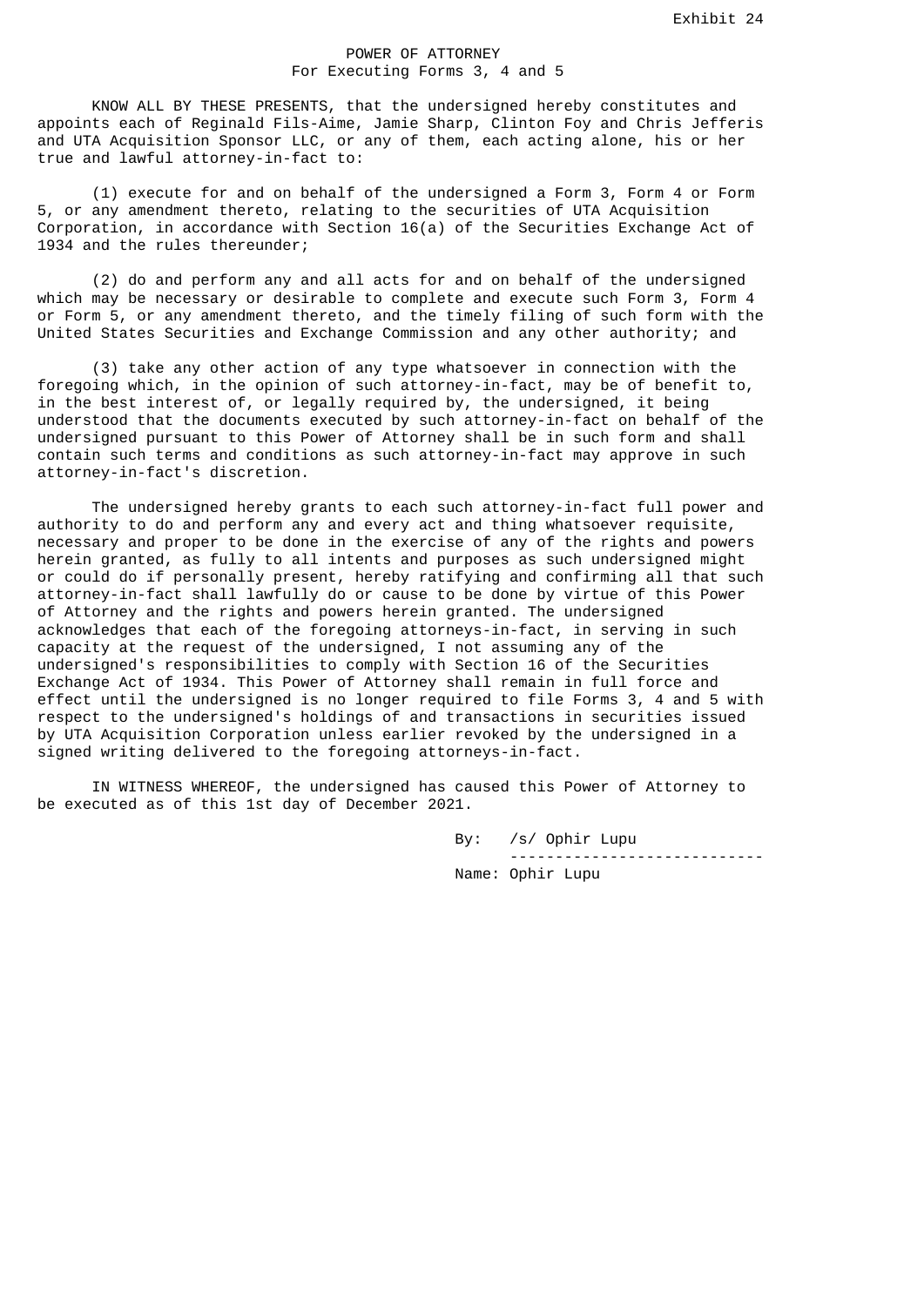Exhibit 24

# POWER OF ATTORNEY
## For Executing Forms 3, 4 and 5

KNOW ALL BY THESE PRESENTS, that the undersigned hereby constitutes and appoints each of Reginald Fils-Aime, Jamie Sharp, Clinton Foy and Chris Jefferis and UTA Acquisition Sponsor LLC, or any of them, each acting alone, his or her true and lawful attorney-in-fact to:

(1) execute for and on behalf of the undersigned a Form 3, Form 4 or Form 5, or any amendment thereto, relating to the securities of UTA Acquisition Corporation, in accordance with Section 16(a) of the Securities Exchange Act of 1934 and the rules thereunder;

(2) do and perform any and all acts for and on behalf of the undersigned which may be necessary or desirable to complete and execute such Form 3, Form 4 or Form 5, or any amendment thereto, and the timely filing of such form with the United States Securities and Exchange Commission and any other authority; and

(3) take any other action of any type whatsoever in connection with the foregoing which, in the opinion of such attorney-in-fact, may be of benefit to, in the best interest of, or legally required by, the undersigned, it being understood that the documents executed by such attorney-in-fact on behalf of the undersigned pursuant to this Power of Attorney shall be in such form and shall contain such terms and conditions as such attorney-in-fact may approve in such attorney-in-fact's discretion.

The undersigned hereby grants to each such attorney-in-fact full power and authority to do and perform any and every act and thing whatsoever requisite, necessary and proper to be done in the exercise of any of the rights and powers herein granted, as fully to all intents and purposes as such undersigned might or could do if personally present, hereby ratifying and confirming all that such attorney-in-fact shall lawfully do or cause to be done by virtue of this Power of Attorney and the rights and powers herein granted. The undersigned acknowledges that each of the foregoing attorneys-in-fact, in serving in such capacity at the request of the undersigned, I not assuming any of the undersigned's responsibilities to comply with Section 16 of the Securities Exchange Act of 1934. This Power of Attorney shall remain in full force and effect until the undersigned is no longer required to file Forms 3, 4 and 5 with respect to the undersigned's holdings of and transactions in securities issued by UTA Acquisition Corporation unless earlier revoked by the undersigned in a signed writing delivered to the foregoing attorneys-in-fact.

IN WITNESS WHEREOF, the undersigned has caused this Power of Attorney to be executed as of this 1st day of December 2021.

By: /s/ Ophir Lupu

Name: Ophir Lupu